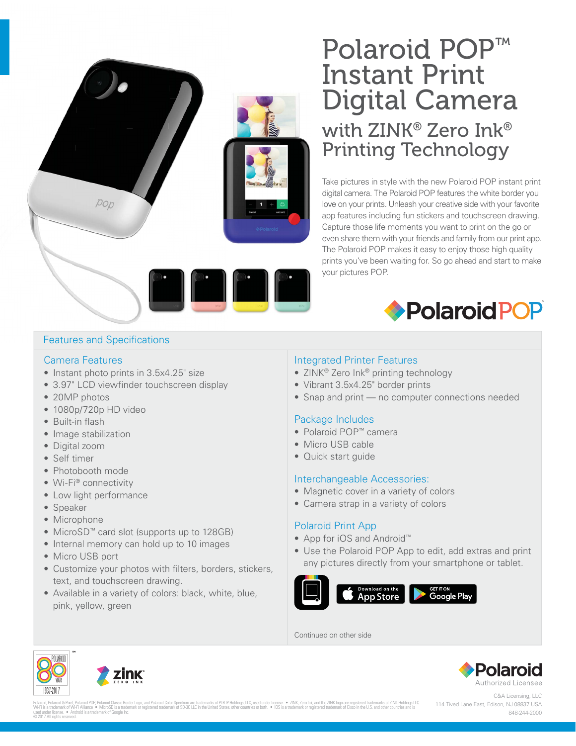# Polaroid POP™ Instant Print Digital Camera

## with ZINK® Zero Ink® Printing Technology

Take pictures in style with the new Polaroid POP instant print digital camera. The Polaroid POP features the white border you love on your prints. Unleash your creative side with your favorite app features including fun stickers and touchscreen drawing. Capture those life moments you want to print on the go or even share them with your friends and family from our print app. The Polaroid POP makes it easy to enjoy those high quality prints you've been waiting for. So go ahead and start to make your pictures POP.

PolaroidPOP™

## Features and Specifications

### Camera Features

- Instant photo prints in 3.5x4.25" size
- 3.97" LCD viewfinder touchscreen display
- 20MP photos
- 1080p/720p HD video
- Built-in flash
- Image stabilization
- Digital zoom
- Self timer
- Photobooth mode
- Wi-Fi® connectivity
- Low light performance
- Speaker
- Microphone
- MicroSD™ card slot (supports up to 128GB)
- Internal memory can hold up to 10 images
- Micro USB port
- Customize your photos with filters, borders, stickers, text, and touchscreen drawing.
- Available in a variety of colors: black, white, blue, pink, yellow, green

### Integrated Printer Features

- ZINK® Zero Ink® printing technology
- Vibrant 3.5x4.25" border prints
- Snap and print — no computer connections needed

### Package Includes

- Polaroid POP™ camera
- Micro USB cable
- Quick start guide

### Interchangeable Accessories:

- Magnetic cover in a variety of colors
- Camera strap in a variety of colors

### Polaroid Print App

- App for iOS and Android™
- Use the Polaroid POP App to edit, add extras and print any pictures directly from your smartphone or tablet.

Download on the App Store | GET IT ON Google Play

Continued on other side

Polaroid Authorized Licensee

C&A Licensing, LLC
114 Tived Lane East, Edison, NJ 08837 USA
848-244-2000

Polaroid, Polaroid & Pixel, Polaroid POP, Polaroid Classic Border Logo, and Polaroid Color Spectrum are trademarks of PLR IP Holdings, LLC, used under license. • ZINK, Zero Ink, and the ZINK logo are registered trademarks of ZINK Holdings LLC. Wi-Fi is a trademark of Wi-Fi Alliance • MicroSD is a trademark or registered trademark of SD-3C LLC in the United States, other countries or both. • IOS is a trademark or registered trademark of Cisco in the U.S. and other countries and is used under license. • Android is a trademark of Google Inc.
© 2017 All rights reserved.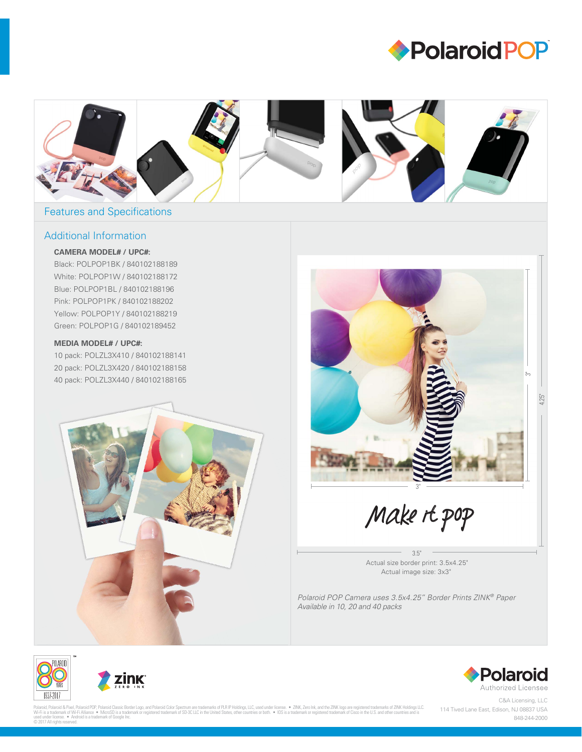## Features and Specifications

### Additional Information

**CAMERA MODEL# / UPC#:**

Black: POLPOP1BK / 840102188189
White: POLPOP1W / 840102188172
Blue: POLPOP1BL / 840102188196
Pink: POLPOP1PK / 840102188202
Yellow: POLPOP1Y / 840102188219
Green: POLPOP1G / 840102189452

**MEDIA MODEL# / UPC#:**

10 pack: POLZL3X410 / 840102188141
20 pack: POLZL3X420 / 840102188158
40 pack: POLZL3X440 / 840102188165

3"
3"
4.25"
3.5"

Make it pop

Actual size border print: 3.5x4.25"
Actual image size: 3x3"

*Polaroid POP Camera uses 3.5x4.25" Border Prints ZINK® Paper*
*Available in 10, 20 and 40 packs*

Polaroid Authorized Licensee

C&A Licensing, LLC
114 Tived Lane East, Edison, NJ 08837 USA
848-244-2000

Polaroid, Polaroid & Pixel, Polaroid POP, Polaroid Classic Border Logo, and Polaroid Color Spectrum are trademarks of PLR IP Holdings, LLC, used under license. • ZINK, Zero Ink, and the ZINK logo are registered trademarks of ZINK Holdings LLC. Wi-Fi is a trademark of Wi-Fi Alliance. • MicroSD is a trademark or registered trademark of SD-3C LLC in the United States, other countries or both. • IOS is a trademark or registered trademark of Cisco in the U.S. and other countries and is used under license. • Android is a trademark of Google Inc.
© 2017 All rights reserved.